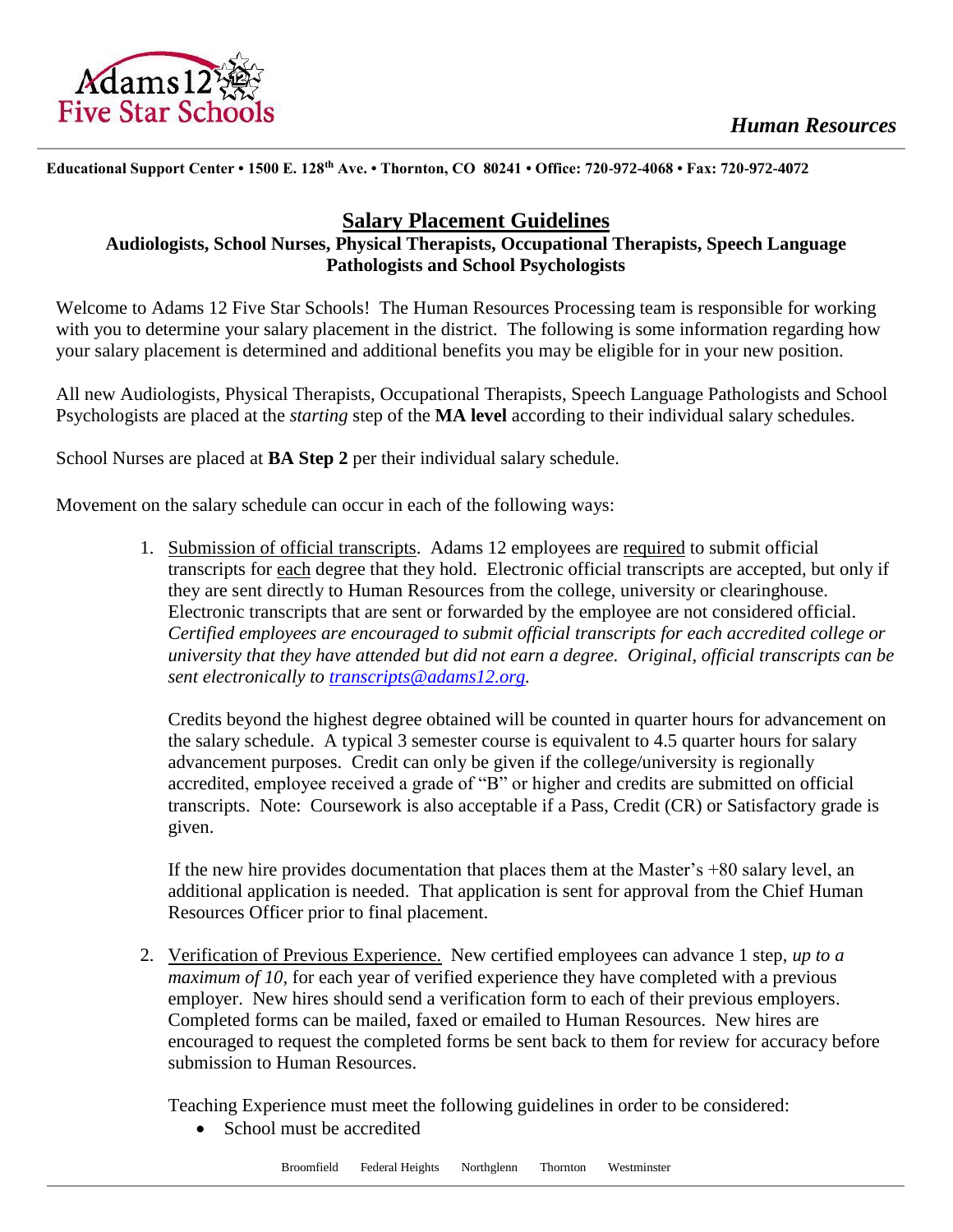Adams 12 Five Star Schools

*Human Resources*

**Educational Support Center • 1500 E. 128th Ave. • Thornton, CO 80241 • Office: 720-972-4068 • Fax: 720-972-4072**

# Salary Placement Guidelines

## Audiologists, School Nurses, Physical Therapists, Occupational Therapists, Speech Language Pathologists and School Psychologists

Welcome to Adams 12 Five Star Schools! The Human Resources Processing team is responsible for working with you to determine your salary placement in the district. The following is some information regarding how your salary placement is determined and additional benefits you may be eligible for in your new position.

All new Audiologists, Physical Therapists, Occupational Therapists, Speech Language Pathologists and School Psychologists are placed at the *starting* step of the **MA level** according to their individual salary schedules.

School Nurses are placed at **BA Step 2** per their individual salary schedule.

Movement on the salary schedule can occur in each of the following ways:

1. Submission of official transcripts. Adams 12 employees are required to submit official transcripts for each degree that they hold. Electronic official transcripts are accepted, but only if they are sent directly to Human Resources from the college, university or clearinghouse. Electronic transcripts that are sent or forwarded by the employee are not considered official. *Certified employees are encouraged to submit official transcripts for each accredited college or university that they have attended but did not earn a degree. Original, official transcripts can be sent electronically to [transcripts@adams12.org](mailto:transcripts@adams12.org).*

   Credits beyond the highest degree obtained will be counted in quarter hours for advancement on the salary schedule. A typical 3 semester course is equivalent to 4.5 quarter hours for salary advancement purposes. Credit can only be given if the college/university is regionally accredited, employee received a grade of "B" or higher and credits are submitted on official transcripts. Note: Coursework is also acceptable if a Pass, Credit (CR) or Satisfactory grade is given.

   If the new hire provides documentation that places them at the Master's +80 salary level, an additional application is needed. That application is sent for approval from the Chief Human Resources Officer prior to final placement.

2. Verification of Previous Experience. New certified employees can advance 1 step, *up to a maximum of 10*, for each year of verified experience they have completed with a previous employer. New hires should send a verification form to each of their previous employers. Completed forms can be mailed, faxed or emailed to Human Resources. New hires are encouraged to request the completed forms be sent back to them for review for accuracy before submission to Human Resources.

   Teaching Experience must meet the following guidelines in order to be considered:

   - School must be accredited

Broomfield Federal Heights Northglenn Thornton Westminster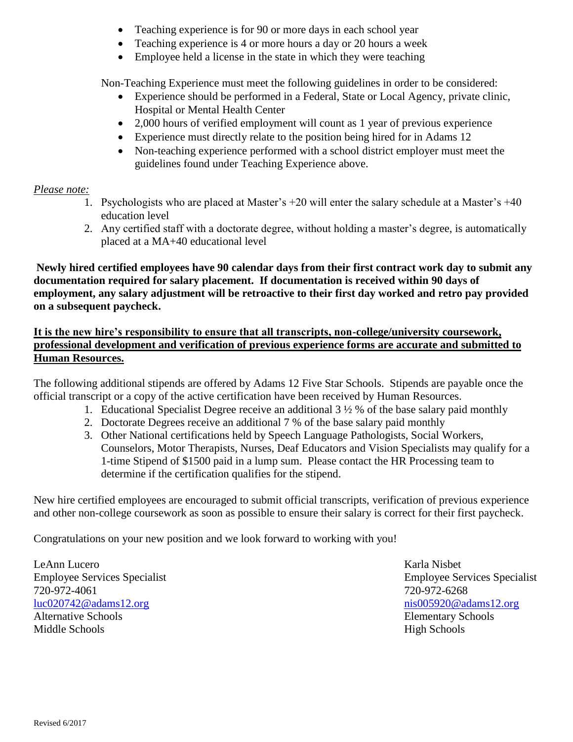- Teaching experience is for 90 or more days in each school year
- Teaching experience is 4 or more hours a day or 20 hours a week
- Employee held a license in the state in which they were teaching

Non-Teaching Experience must meet the following guidelines in order to be considered:

- Experience should be performed in a Federal, State or Local Agency, private clinic, Hospital or Mental Health Center
- 2,000 hours of verified employment will count as 1 year of previous experience
- Experience must directly relate to the position being hired for in Adams 12
- Non-teaching experience performed with a school district employer must meet the guidelines found under Teaching Experience above.

*Please note:*

1. Psychologists who are placed at Master's +20 will enter the salary schedule at a Master's +40 education level
2. Any certified staff with a doctorate degree, without holding a master's degree, is automatically placed at a MA+40 educational level

**Newly hired certified employees have 90 calendar days from their first contract work day to submit any documentation required for salary placement. If documentation is received within 90 days of employment, any salary adjustment will be retroactive to their first day worked and retro pay provided on a subsequent paycheck.**

**It is the new hire's responsibility to ensure that all transcripts, non-college/university coursework, professional development and verification of previous experience forms are accurate and submitted to Human Resources.**

The following additional stipends are offered by Adams 12 Five Star Schools. Stipends are payable once the official transcript or a copy of the active certification have been received by Human Resources.

1. Educational Specialist Degree receive an additional 3 ½ % of the base salary paid monthly
2. Doctorate Degrees receive an additional 7 % of the base salary paid monthly
3. Other National certifications held by Speech Language Pathologists, Social Workers, Counselors, Motor Therapists, Nurses, Deaf Educators and Vision Specialists may qualify for a 1-time Stipend of $1500 paid in a lump sum. Please contact the HR Processing team to determine if the certification qualifies for the stipend.

New hire certified employees are encouraged to submit official transcripts, verification of previous experience and other non-college coursework as soon as possible to ensure their salary is correct for their first paycheck.

Congratulations on your new position and we look forward to working with you!

LeAnn Lucero
Employee Services Specialist
720-972-4061
luc020742@adams12.org
Alternative Schools
Middle Schools

Karla Nisbet
Employee Services Specialist
720-972-6268
nis005920@adams12.org
Elementary Schools
High Schools

Revised 6/2017